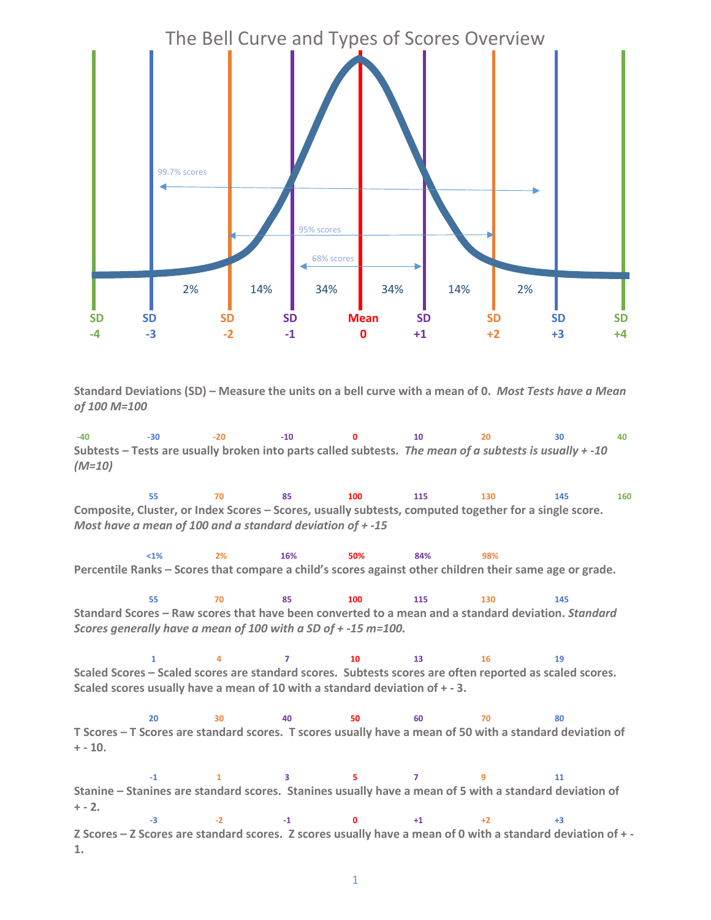# The Bell Curve and Types of Scores Overview

99.7% scores

95% scores

68% scores

| | 2% | 14% | 34% | 34% | 14% | 2% | | |
|---|---|---|---|---|---|---|---|---|
| SD -4 | SD -3 | SD -2 | SD -1 | Mean 0 | SD +1 | SD +2 | SD +3 | SD +4 |

**Standard Deviations (SD) – Measure the units on a bell curve with a mean of 0.** ***Most Tests have a Mean of 100 M=100***

-40 -30 -20 -10 0 10 20 30 40

**Subtests – Tests are usually broken into parts called subtests.** ***The mean of a subtests is usually + -10 (M=10)***

55 70 85 100 115 130 145 160

**Composite, Cluster, or Index Scores – Scores, usually subtests, computed together for a single score.** ***Most have a mean of 100 and a standard deviation of + -15***

<1% 2% 16% 50% 84% 98%

**Percentile Ranks – Scores that compare a child's scores against other children their same age or grade.**

55 70 85 100 115 130 145

**Standard Scores – Raw scores that have been converted to a mean and a standard deviation.** ***Standard Scores generally have a mean of 100 with a SD of + -15 m=100.***

1 4 7 10 13 16 19

**Scaled Scores – Scaled scores are standard scores. Subtests scores are often reported as scaled scores. Scaled scores usually have a mean of 10 with a standard deviation of + - 3.**

20 30 40 50 60 70 80

**T Scores – T Scores are standard scores. T scores usually have a mean of 50 with a standard deviation of + - 10.**

-1 1 3 5 7 9 11

**Stanine – Stanines are standard scores. Stanines usually have a mean of 5 with a standard deviation of + - 2.**

-3 -2 -1 0 +1 +2 +3

**Z Scores – Z Scores are standard scores. Z scores usually have a mean of 0 with a standard deviation of + - 1.**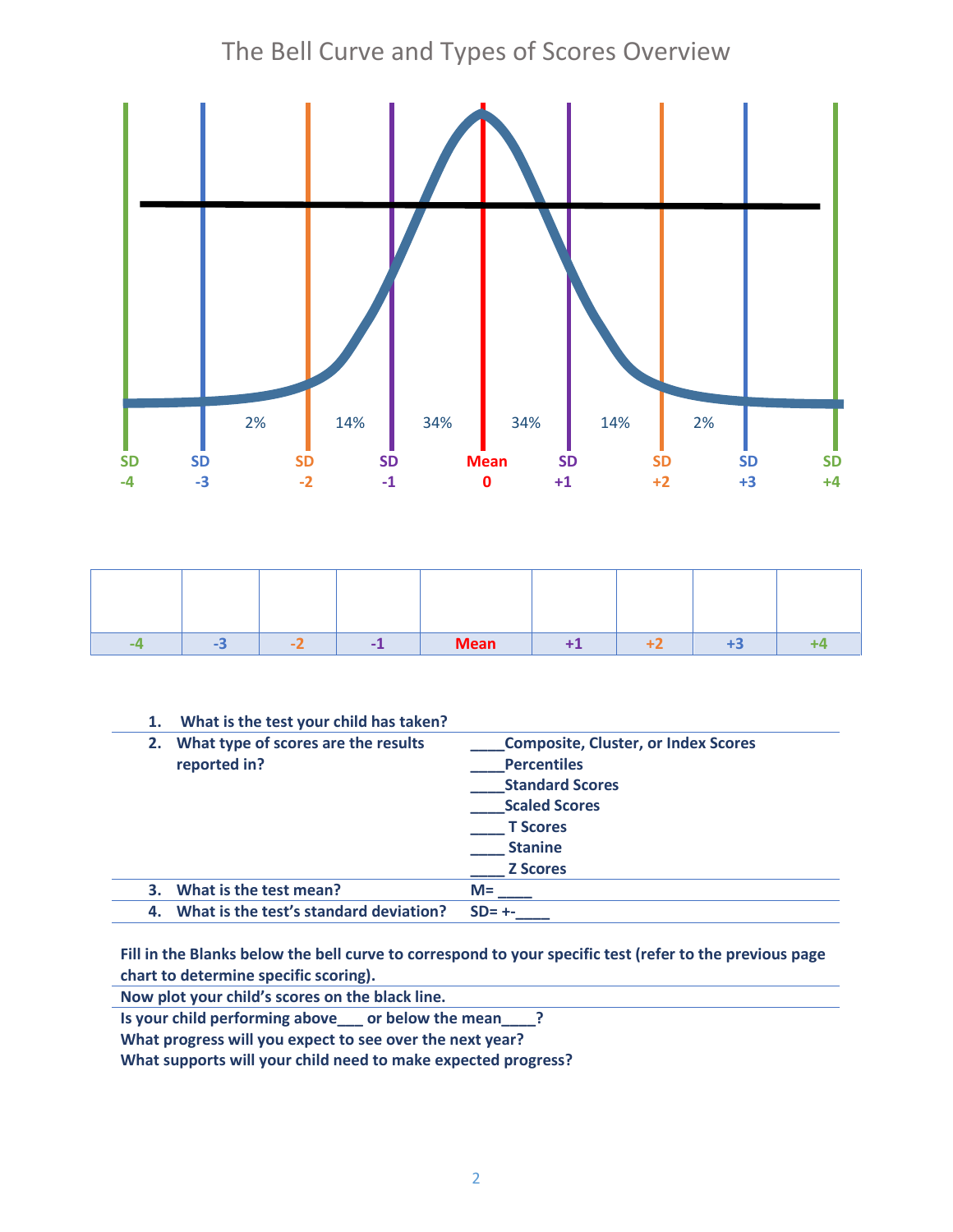# The Bell Curve and Types of Scores Overview

2% 14% 34% 34% 14% 2%

SD -4 | SD -3 | SD -2 | SD -1 | Mean 0 | SD +1 | SD +2 | SD +3 | SD +4

| | | | | | | | | |
|---|---|---|---|---|---|---|---|---|
| -4 | -3 | -2 | -1 | Mean | +1 | +2 | +3 | +4 |

| | |
|---|---|
| **1. What is the test your child has taken?** | |
| **2. What type of scores are the results reported in?** | **____Composite, Cluster, or Index Scores**<br>**____Percentiles**<br>**____Standard Scores**<br>**____Scaled Scores**<br>**____ T Scores**<br>**____ Stanine**<br>**____ Z Scores** |
| **3. What is the test mean?** | **M= ____** |
| **4. What is the test's standard deviation?** | **SD= +-____** |

**Fill in the Blanks below the bell curve to correspond to your specific test (refer to the previous page chart to determine specific scoring).**

**Now plot your child's scores on the black line.**

**Is your child performing above___ or below the mean____?**

**What progress will you expect to see over the next year?**

**What supports will your child need to make expected progress?**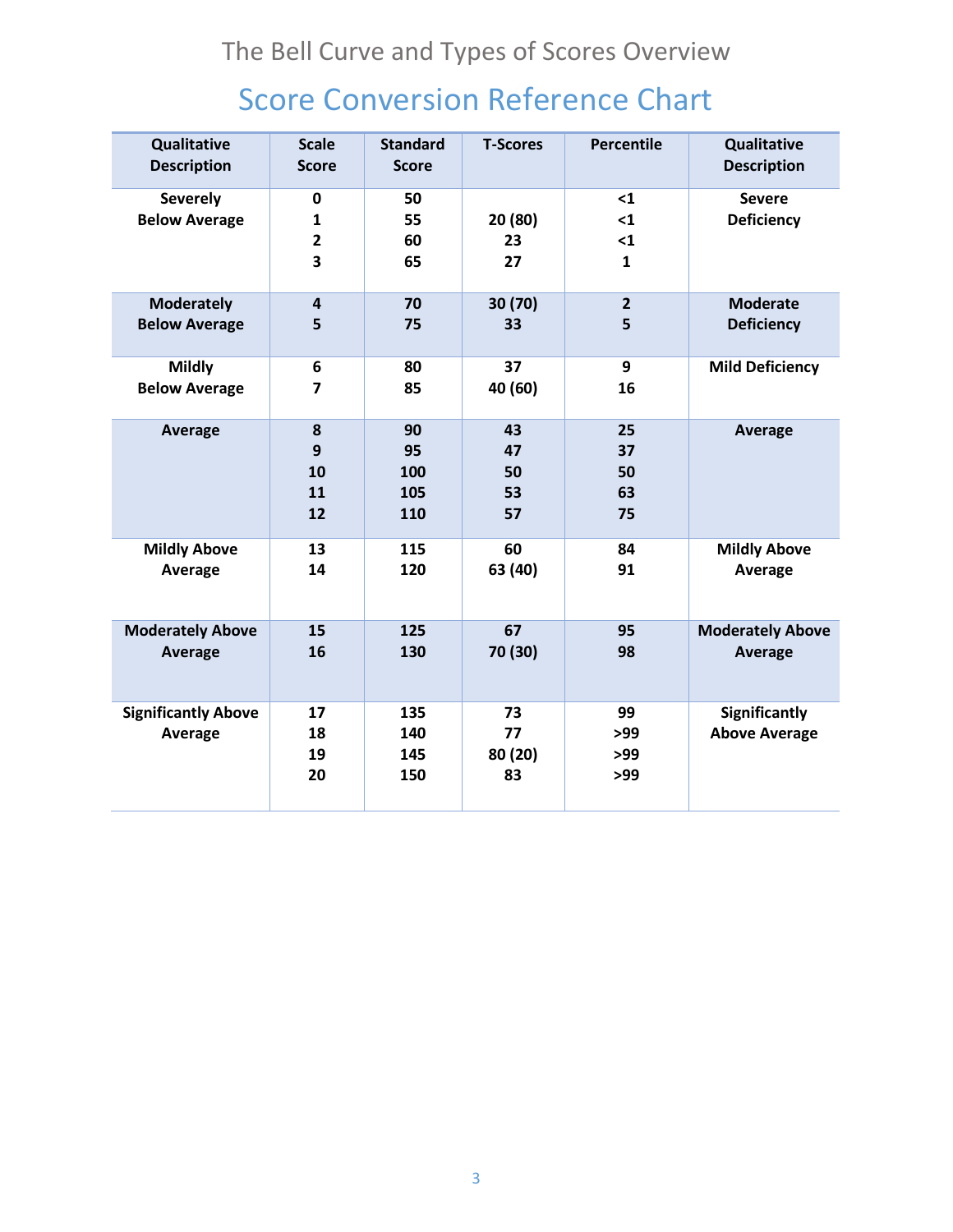The Bell Curve and Types of Scores Overview

# Score Conversion Reference Chart

| Qualitative Description | Scale Score | Standard Score | T-Scores | Percentile | Qualitative Description |
|---|---|---|---|---|---|
| Severely Below Average | 0 | 50 | | <1 | Severe Deficiency |
| | 1 | 55 | 20 (80) | <1 | |
| | 2 | 60 | 23 | <1 | |
| | 3 | 65 | 27 | 1 | |
| Moderately Below Average | 4 | 70 | 30 (70) | 2 | Moderate Deficiency |
| | 5 | 75 | 33 | 5 | |
| Mildly Below Average | 6 | 80 | 37 | 9 | Mild Deficiency |
| | 7 | 85 | 40 (60) | 16 | |
| Average | 8 | 90 | 43 | 25 | Average |
| | 9 | 95 | 47 | 37 | |
| | 10 | 100 | 50 | 50 | |
| | 11 | 105 | 53 | 63 | |
| | 12 | 110 | 57 | 75 | |
| Mildly Above Average | 13 | 115 | 60 | 84 | Mildly Above Average |
| | 14 | 120 | 63 (40) | 91 | |
| Moderately Above Average | 15 | 125 | 67 | 95 | Moderately Above Average |
| | 16 | 130 | 70 (30) | 98 | |
| Significantly Above Average | 17 | 135 | 73 | 99 | Significantly Above Average |
| | 18 | 140 | 77 | >99 | |
| | 19 | 145 | 80 (20) | >99 | |
| | 20 | 150 | 83 | >99 | |